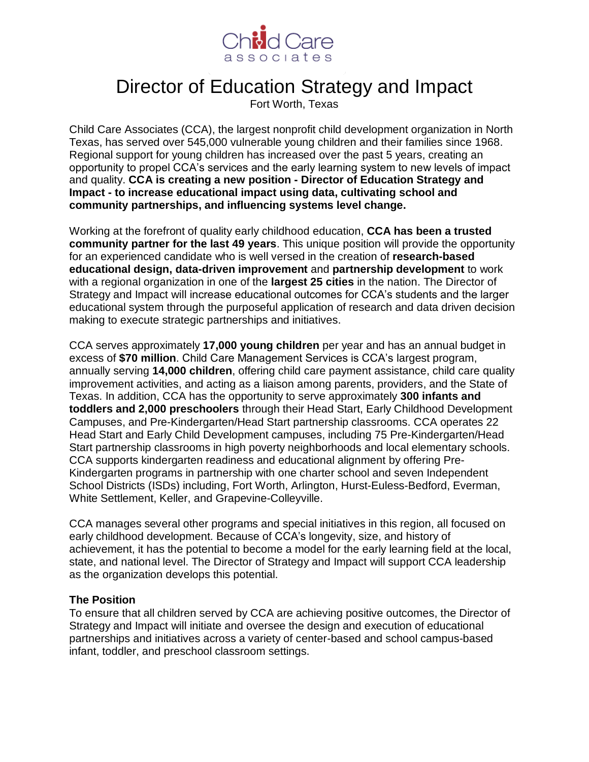Child Care associates

# Director of Education Strategy and Impact

Fort Worth, Texas

Child Care Associates (CCA), the largest nonprofit child development organization in North Texas, has served over 545,000 vulnerable young children and their families since 1968. Regional support for young children has increased over the past 5 years, creating an opportunity to propel CCA's services and the early learning system to new levels of impact and quality. **CCA is creating a new position - Director of Education Strategy and Impact - to increase educational impact using data, cultivating school and community partnerships, and influencing systems level change.**

Working at the forefront of quality early childhood education, **CCA has been a trusted community partner for the last 49 years**. This unique position will provide the opportunity for an experienced candidate who is well versed in the creation of **research-based educational design, data-driven improvement** and **partnership development** to work with a regional organization in one of the **largest 25 cities** in the nation. The Director of Strategy and Impact will increase educational outcomes for CCA's students and the larger educational system through the purposeful application of research and data driven decision making to execute strategic partnerships and initiatives.

CCA serves approximately **17,000 young children** per year and has an annual budget in excess of **$70 million**. Child Care Management Services is CCA's largest program, annually serving **14,000 children**, offering child care payment assistance, child care quality improvement activities, and acting as a liaison among parents, providers, and the State of Texas. In addition, CCA has the opportunity to serve approximately **300 infants and toddlers and 2,000 preschoolers** through their Head Start, Early Childhood Development Campuses, and Pre-Kindergarten/Head Start partnership classrooms. CCA operates 22 Head Start and Early Child Development campuses, including 75 Pre-Kindergarten/Head Start partnership classrooms in high poverty neighborhoods and local elementary schools. CCA supports kindergarten readiness and educational alignment by offering Pre-Kindergarten programs in partnership with one charter school and seven Independent School Districts (ISDs) including, Fort Worth, Arlington, Hurst-Euless-Bedford, Everman, White Settlement, Keller, and Grapevine-Colleyville.

CCA manages several other programs and special initiatives in this region, all focused on early childhood development. Because of CCA's longevity, size, and history of achievement, it has the potential to become a model for the early learning field at the local, state, and national level. The Director of Strategy and Impact will support CCA leadership as the organization develops this potential.

### The Position

To ensure that all children served by CCA are achieving positive outcomes, the Director of Strategy and Impact will initiate and oversee the design and execution of educational partnerships and initiatives across a variety of center-based and school campus-based infant, toddler, and preschool classroom settings.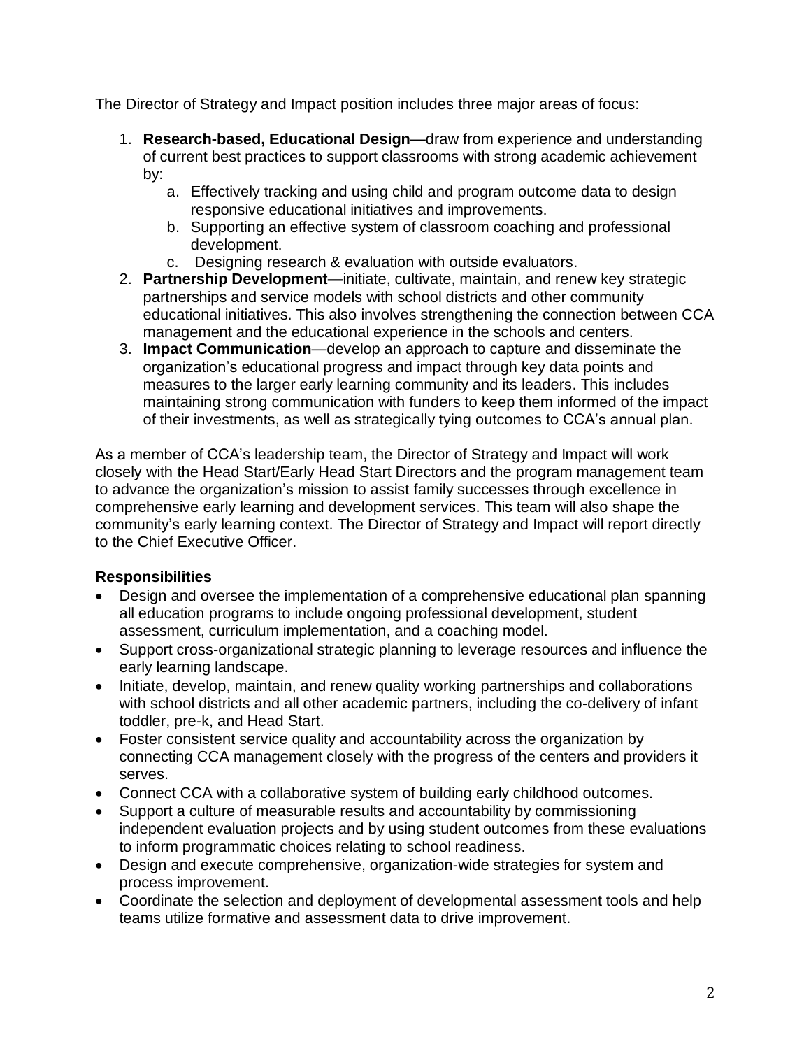The Director of Strategy and Impact position includes three major areas of focus:

1. **Research-based, Educational Design**—draw from experience and understanding of current best practices to support classrooms with strong academic achievement by:
   a. Effectively tracking and using child and program outcome data to design responsive educational initiatives and improvements.
   b. Supporting an effective system of classroom coaching and professional development.
   c. Designing research & evaluation with outside evaluators.
2. **Partnership Development—**initiate, cultivate, maintain, and renew key strategic partnerships and service models with school districts and other community educational initiatives. This also involves strengthening the connection between CCA management and the educational experience in the schools and centers.
3. **Impact Communication**—develop an approach to capture and disseminate the organization's educational progress and impact through key data points and measures to the larger early learning community and its leaders. This includes maintaining strong communication with funders to keep them informed of the impact of their investments, as well as strategically tying outcomes to CCA's annual plan.

As a member of CCA's leadership team, the Director of Strategy and Impact will work closely with the Head Start/Early Head Start Directors and the program management team to advance the organization's mission to assist family successes through excellence in comprehensive early learning and development services. This team will also shape the community's early learning context. The Director of Strategy and Impact will report directly to the Chief Executive Officer.

**Responsibilities**

- Design and oversee the implementation of a comprehensive educational plan spanning all education programs to include ongoing professional development, student assessment, curriculum implementation, and a coaching model.
- Support cross-organizational strategic planning to leverage resources and influence the early learning landscape.
- Initiate, develop, maintain, and renew quality working partnerships and collaborations with school districts and all other academic partners, including the co-delivery of infant toddler, pre-k, and Head Start.
- Foster consistent service quality and accountability across the organization by connecting CCA management closely with the progress of the centers and providers it serves.
- Connect CCA with a collaborative system of building early childhood outcomes.
- Support a culture of measurable results and accountability by commissioning independent evaluation projects and by using student outcomes from these evaluations to inform programmatic choices relating to school readiness.
- Design and execute comprehensive, organization-wide strategies for system and process improvement.
- Coordinate the selection and deployment of developmental assessment tools and help teams utilize formative and assessment data to drive improvement.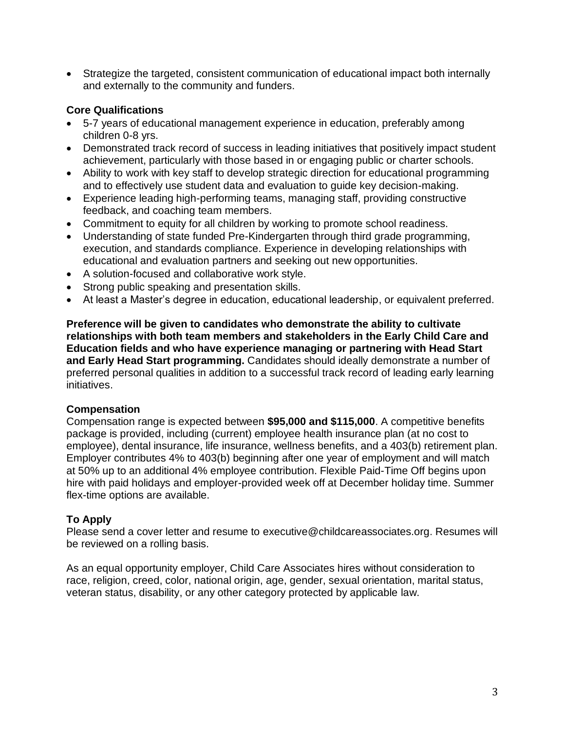- Strategize the targeted, consistent communication of educational impact both internally and externally to the community and funders.

### Core Qualifications

- 5-7 years of educational management experience in education, preferably among children 0-8 yrs.
- Demonstrated track record of success in leading initiatives that positively impact student achievement, particularly with those based in or engaging public or charter schools.
- Ability to work with key staff to develop strategic direction for educational programming and to effectively use student data and evaluation to guide key decision-making.
- Experience leading high-performing teams, managing staff, providing constructive feedback, and coaching team members.
- Commitment to equity for all children by working to promote school readiness.
- Understanding of state funded Pre-Kindergarten through third grade programming, execution, and standards compliance. Experience in developing relationships with educational and evaluation partners and seeking out new opportunities.
- A solution-focused and collaborative work style.
- Strong public speaking and presentation skills.
- At least a Master's degree in education, educational leadership, or equivalent preferred.

**Preference will be given to candidates who demonstrate the ability to cultivate relationships with both team members and stakeholders in the Early Child Care and Education fields and who have experience managing or partnering with Head Start and Early Head Start programming.** Candidates should ideally demonstrate a number of preferred personal qualities in addition to a successful track record of leading early learning initiatives.

### Compensation

Compensation range is expected between **$95,000 and $115,000**. A competitive benefits package is provided, including (current) employee health insurance plan (at no cost to employee), dental insurance, life insurance, wellness benefits, and a 403(b) retirement plan. Employer contributes 4% to 403(b) beginning after one year of employment and will match at 50% up to an additional 4% employee contribution. Flexible Paid-Time Off begins upon hire with paid holidays and employer-provided week off at December holiday time. Summer flex-time options are available.

### To Apply

Please send a cover letter and resume to executive@childcareassociates.org. Resumes will be reviewed on a rolling basis.

As an equal opportunity employer, Child Care Associates hires without consideration to race, religion, creed, color, national origin, age, gender, sexual orientation, marital status, veteran status, disability, or any other category protected by applicable law.